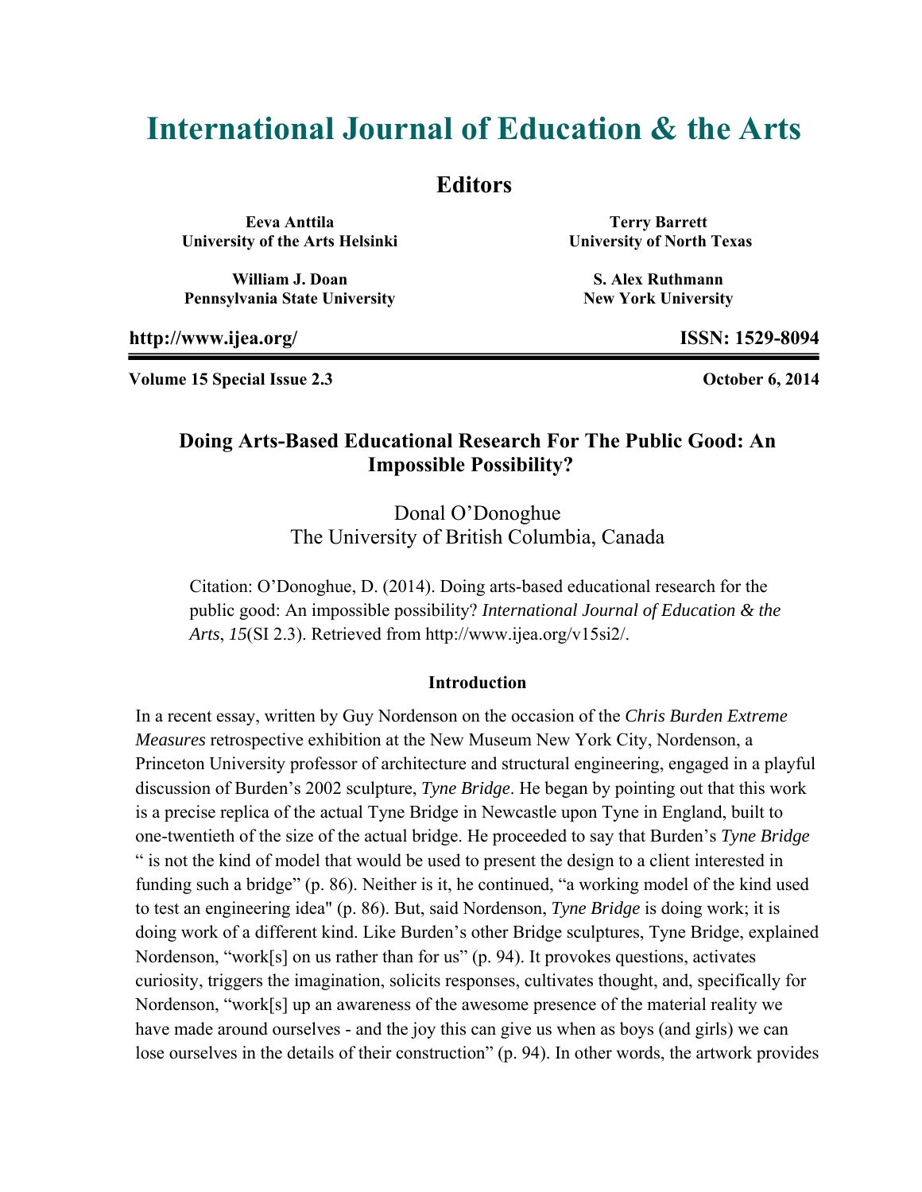# International Journal of Education & the Arts

## Editors

**Eeva Anttila**
**University of the Arts Helsinki**

**Terry Barrett**
**University of North Texas**

**William J. Doan**
**Pennsylvania State University**

**S. Alex Ruthmann**
**New York University**

**http://www.ijea.org/** **ISSN: 1529-8094**

**Volume 15 Special Issue 2.3** **October 6, 2014**

## Doing Arts-Based Educational Research For The Public Good: An Impossible Possibility?

Donal O'Donoghue
The University of British Columbia, Canada

Citation: O'Donoghue, D. (2014). Doing arts-based educational research for the public good: An impossible possibility? *International Journal of Education & the Arts*, *15*(SI 2.3). Retrieved from http://www.ijea.org/v15si2/.

### Introduction

In a recent essay, written by Guy Nordenson on the occasion of the *Chris Burden Extreme Measures* retrospective exhibition at the New Museum New York City, Nordenson, a Princeton University professor of architecture and structural engineering, engaged in a playful discussion of Burden's 2002 sculpture, *Tyne Bridge*. He began by pointing out that this work is a precise replica of the actual Tyne Bridge in Newcastle upon Tyne in England, built to one-twentieth of the size of the actual bridge. He proceeded to say that Burden's *Tyne Bridge* " is not the kind of model that would be used to present the design to a client interested in funding such a bridge" (p. 86). Neither is it, he continued, "a working model of the kind used to test an engineering idea" (p. 86). But, said Nordenson, *Tyne Bridge* is doing work; it is doing work of a different kind. Like Burden's other Bridge sculptures, Tyne Bridge, explained Nordenson, "work[s] on us rather than for us" (p. 94). It provokes questions, activates curiosity, triggers the imagination, solicits responses, cultivates thought, and, specifically for Nordenson, "work[s] up an awareness of the awesome presence of the material reality we have made around ourselves - and the joy this can give us when as boys (and girls) we can lose ourselves in the details of their construction" (p. 94). In other words, the artwork provides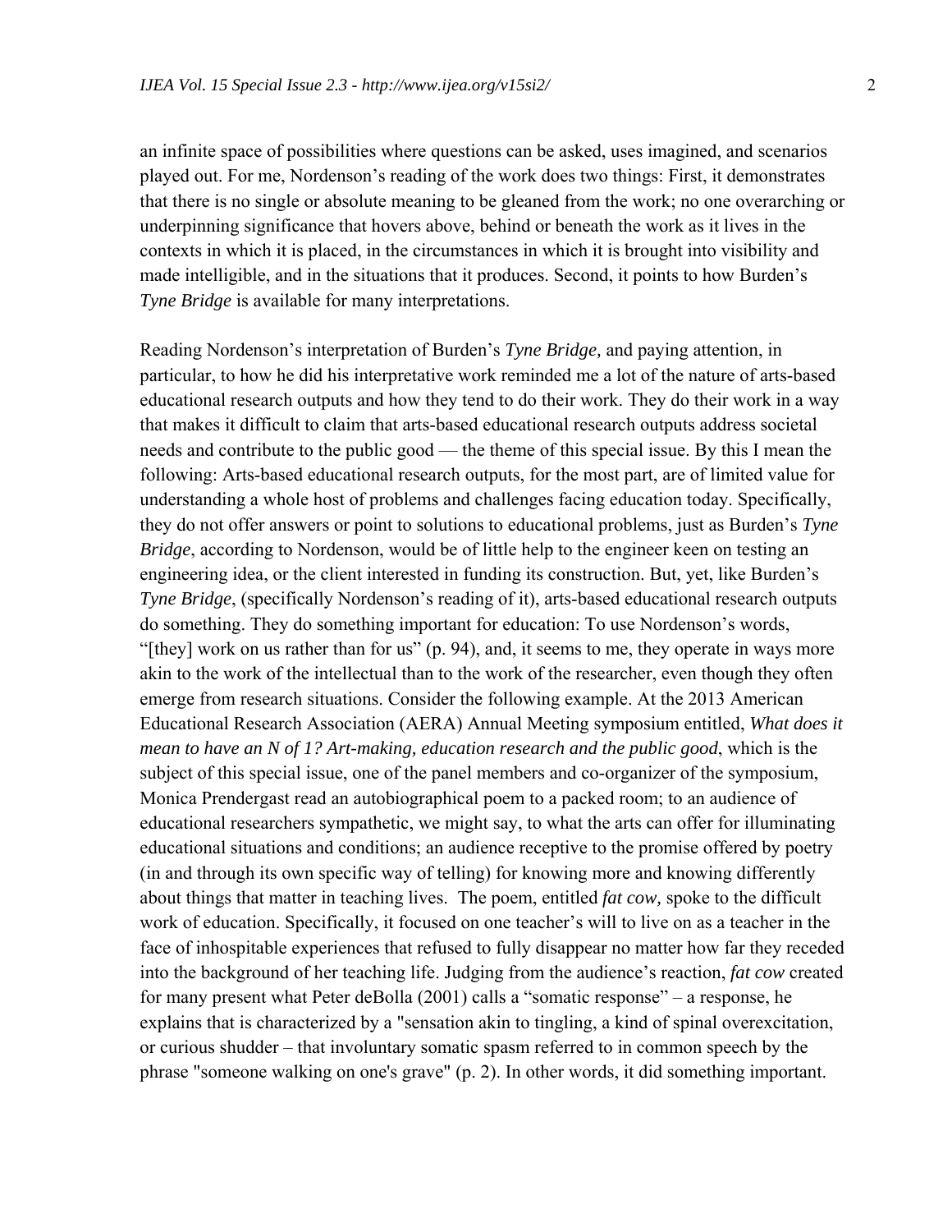an infinite space of possibilities where questions can be asked, uses imagined, and scenarios played out. For me, Nordenson's reading of the work does two things: First, it demonstrates that there is no single or absolute meaning to be gleaned from the work; no one overarching or underpinning significance that hovers above, behind or beneath the work as it lives in the contexts in which it is placed, in the circumstances in which it is brought into visibility and made intelligible, and in the situations that it produces. Second, it points to how Burden's *Tyne Bridge* is available for many interpretations.

Reading Nordenson's interpretation of Burden's *Tyne Bridge,* and paying attention, in particular, to how he did his interpretative work reminded me a lot of the nature of arts-based educational research outputs and how they tend to do their work. They do their work in a way that makes it difficult to claim that arts-based educational research outputs address societal needs and contribute to the public good — the theme of this special issue. By this I mean the following: Arts-based educational research outputs, for the most part, are of limited value for understanding a whole host of problems and challenges facing education today. Specifically, they do not offer answers or point to solutions to educational problems, just as Burden's *Tyne Bridge*, according to Nordenson, would be of little help to the engineer keen on testing an engineering idea, or the client interested in funding its construction. But, yet, like Burden's *Tyne Bridge*, (specifically Nordenson's reading of it), arts-based educational research outputs do something. They do something important for education: To use Nordenson's words, "[they] work on us rather than for us" (p. 94), and, it seems to me, they operate in ways more akin to the work of the intellectual than to the work of the researcher, even though they often emerge from research situations. Consider the following example. At the 2013 American Educational Research Association (AERA) Annual Meeting symposium entitled, *What does it mean to have an N of 1? Art-making, education research and the public good*, which is the subject of this special issue, one of the panel members and co-organizer of the symposium, Monica Prendergast read an autobiographical poem to a packed room; to an audience of educational researchers sympathetic, we might say, to what the arts can offer for illuminating educational situations and conditions; an audience receptive to the promise offered by poetry (in and through its own specific way of telling) for knowing more and knowing differently about things that matter in teaching lives. The poem, entitled *fat cow,* spoke to the difficult work of education. Specifically, it focused on one teacher's will to live on as a teacher in the face of inhospitable experiences that refused to fully disappear no matter how far they receded into the background of her teaching life. Judging from the audience's reaction, *fat cow* created for many present what Peter deBolla (2001) calls a "somatic response" – a response, he explains that is characterized by a "sensation akin to tingling, a kind of spinal overexcitation, or curious shudder – that involuntary somatic spasm referred to in common speech by the phrase "someone walking on one's grave" (p. 2). In other words, it did something important.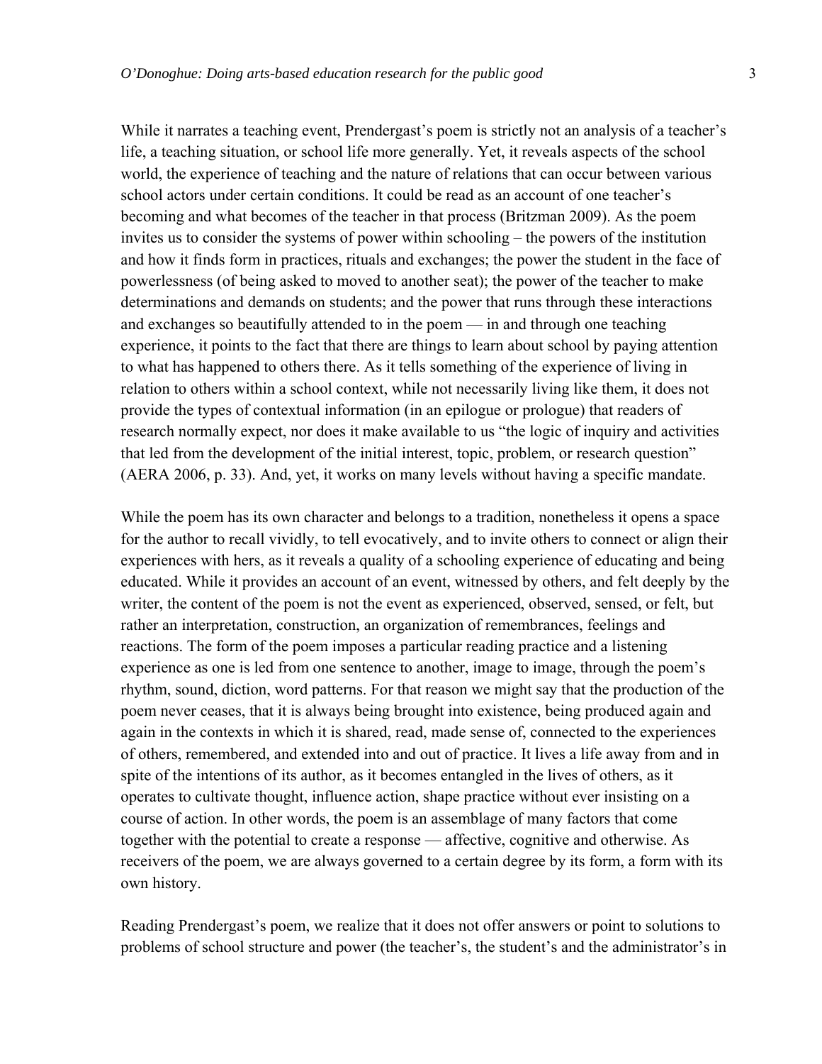While it narrates a teaching event, Prendergast's poem is strictly not an analysis of a teacher's life, a teaching situation, or school life more generally. Yet, it reveals aspects of the school world, the experience of teaching and the nature of relations that can occur between various school actors under certain conditions. It could be read as an account of one teacher's becoming and what becomes of the teacher in that process (Britzman 2009). As the poem invites us to consider the systems of power within schooling – the powers of the institution and how it finds form in practices, rituals and exchanges; the power the student in the face of powerlessness (of being asked to moved to another seat); the power of the teacher to make determinations and demands on students; and the power that runs through these interactions and exchanges so beautifully attended to in the poem — in and through one teaching experience, it points to the fact that there are things to learn about school by paying attention to what has happened to others there. As it tells something of the experience of living in relation to others within a school context, while not necessarily living like them, it does not provide the types of contextual information (in an epilogue or prologue) that readers of research normally expect, nor does it make available to us "the logic of inquiry and activities that led from the development of the initial interest, topic, problem, or research question" (AERA 2006, p. 33). And, yet, it works on many levels without having a specific mandate.

While the poem has its own character and belongs to a tradition, nonetheless it opens a space for the author to recall vividly, to tell evocatively, and to invite others to connect or align their experiences with hers, as it reveals a quality of a schooling experience of educating and being educated. While it provides an account of an event, witnessed by others, and felt deeply by the writer, the content of the poem is not the event as experienced, observed, sensed, or felt, but rather an interpretation, construction, an organization of remembrances, feelings and reactions. The form of the poem imposes a particular reading practice and a listening experience as one is led from one sentence to another, image to image, through the poem's rhythm, sound, diction, word patterns. For that reason we might say that the production of the poem never ceases, that it is always being brought into existence, being produced again and again in the contexts in which it is shared, read, made sense of, connected to the experiences of others, remembered, and extended into and out of practice. It lives a life away from and in spite of the intentions of its author, as it becomes entangled in the lives of others, as it operates to cultivate thought, influence action, shape practice without ever insisting on a course of action. In other words, the poem is an assemblage of many factors that come together with the potential to create a response — affective, cognitive and otherwise. As receivers of the poem, we are always governed to a certain degree by its form, a form with its own history.

Reading Prendergast's poem, we realize that it does not offer answers or point to solutions to problems of school structure and power (the teacher's, the student's and the administrator's in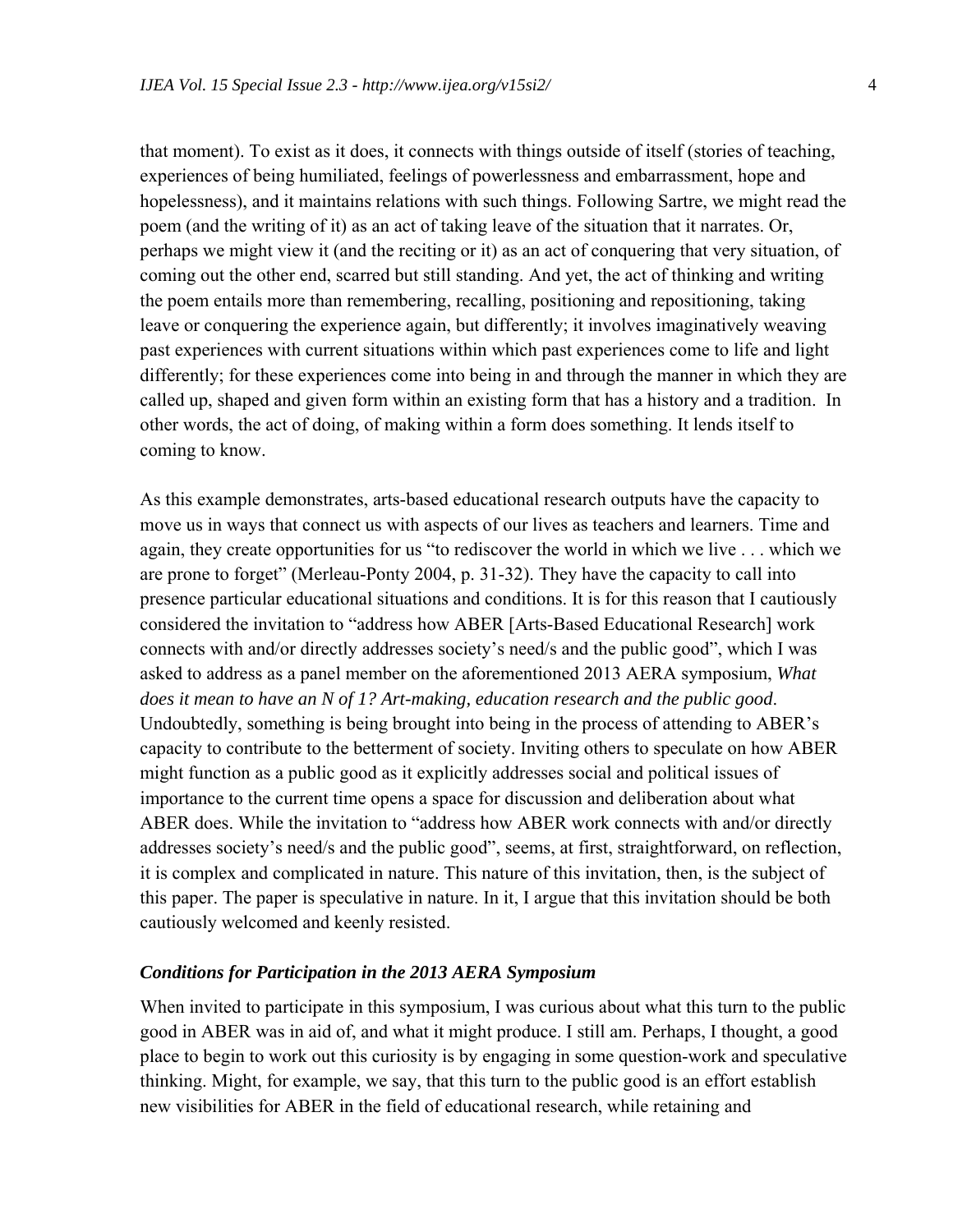that moment). To exist as it does, it connects with things outside of itself (stories of teaching, experiences of being humiliated, feelings of powerlessness and embarrassment, hope and hopelessness), and it maintains relations with such things. Following Sartre, we might read the poem (and the writing of it) as an act of taking leave of the situation that it narrates. Or, perhaps we might view it (and the reciting or it) as an act of conquering that very situation, of coming out the other end, scarred but still standing. And yet, the act of thinking and writing the poem entails more than remembering, recalling, positioning and repositioning, taking leave or conquering the experience again, but differently; it involves imaginatively weaving past experiences with current situations within which past experiences come to life and light differently; for these experiences come into being in and through the manner in which they are called up, shaped and given form within an existing form that has a history and a tradition. In other words, the act of doing, of making within a form does something. It lends itself to coming to know.

As this example demonstrates, arts-based educational research outputs have the capacity to move us in ways that connect us with aspects of our lives as teachers and learners. Time and again, they create opportunities for us "to rediscover the world in which we live . . . which we are prone to forget" (Merleau-Ponty 2004, p. 31-32). They have the capacity to call into presence particular educational situations and conditions. It is for this reason that I cautiously considered the invitation to "address how ABER [Arts-Based Educational Research] work connects with and/or directly addresses society's need/s and the public good", which I was asked to address as a panel member on the aforementioned 2013 AERA symposium, *What does it mean to have an N of 1? Art-making, education research and the public good*. Undoubtedly, something is being brought into being in the process of attending to ABER's capacity to contribute to the betterment of society. Inviting others to speculate on how ABER might function as a public good as it explicitly addresses social and political issues of importance to the current time opens a space for discussion and deliberation about what ABER does. While the invitation to "address how ABER work connects with and/or directly addresses society's need/s and the public good", seems, at first, straightforward, on reflection, it is complex and complicated in nature. This nature of this invitation, then, is the subject of this paper. The paper is speculative in nature. In it, I argue that this invitation should be both cautiously welcomed and keenly resisted.

### *Conditions for Participation in the 2013 AERA Symposium*

When invited to participate in this symposium, I was curious about what this turn to the public good in ABER was in aid of, and what it might produce. I still am. Perhaps, I thought, a good place to begin to work out this curiosity is by engaging in some question-work and speculative thinking. Might, for example, we say, that this turn to the public good is an effort establish new visibilities for ABER in the field of educational research, while retaining and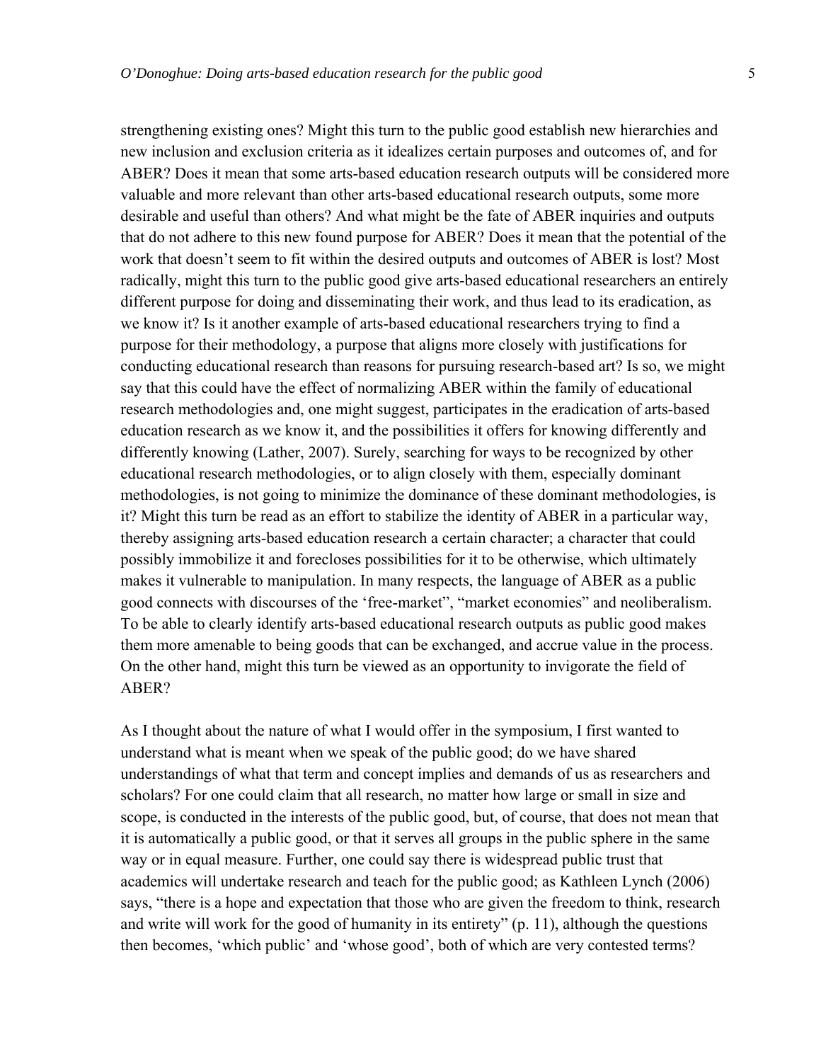strengthening existing ones? Might this turn to the public good establish new hierarchies and new inclusion and exclusion criteria as it idealizes certain purposes and outcomes of, and for ABER? Does it mean that some arts-based education research outputs will be considered more valuable and more relevant than other arts-based educational research outputs, some more desirable and useful than others? And what might be the fate of ABER inquiries and outputs that do not adhere to this new found purpose for ABER? Does it mean that the potential of the work that doesn't seem to fit within the desired outputs and outcomes of ABER is lost? Most radically, might this turn to the public good give arts-based educational researchers an entirely different purpose for doing and disseminating their work, and thus lead to its eradication, as we know it? Is it another example of arts-based educational researchers trying to find a purpose for their methodology, a purpose that aligns more closely with justifications for conducting educational research than reasons for pursuing research-based art? Is so, we might say that this could have the effect of normalizing ABER within the family of educational research methodologies and, one might suggest, participates in the eradication of arts-based education research as we know it, and the possibilities it offers for knowing differently and differently knowing (Lather, 2007). Surely, searching for ways to be recognized by other educational research methodologies, or to align closely with them, especially dominant methodologies, is not going to minimize the dominance of these dominant methodologies, is it? Might this turn be read as an effort to stabilize the identity of ABER in a particular way, thereby assigning arts-based education research a certain character; a character that could possibly immobilize it and forecloses possibilities for it to be otherwise, which ultimately makes it vulnerable to manipulation. In many respects, the language of ABER as a public good connects with discourses of the 'free-market", "market economies" and neoliberalism. To be able to clearly identify arts-based educational research outputs as public good makes them more amenable to being goods that can be exchanged, and accrue value in the process. On the other hand, might this turn be viewed as an opportunity to invigorate the field of ABER?

As I thought about the nature of what I would offer in the symposium, I first wanted to understand what is meant when we speak of the public good; do we have shared understandings of what that term and concept implies and demands of us as researchers and scholars? For one could claim that all research, no matter how large or small in size and scope, is conducted in the interests of the public good, but, of course, that does not mean that it is automatically a public good, or that it serves all groups in the public sphere in the same way or in equal measure. Further, one could say there is widespread public trust that academics will undertake research and teach for the public good; as Kathleen Lynch (2006) says, "there is a hope and expectation that those who are given the freedom to think, research and write will work for the good of humanity in its entirety" (p. 11), although the questions then becomes, 'which public' and 'whose good', both of which are very contested terms?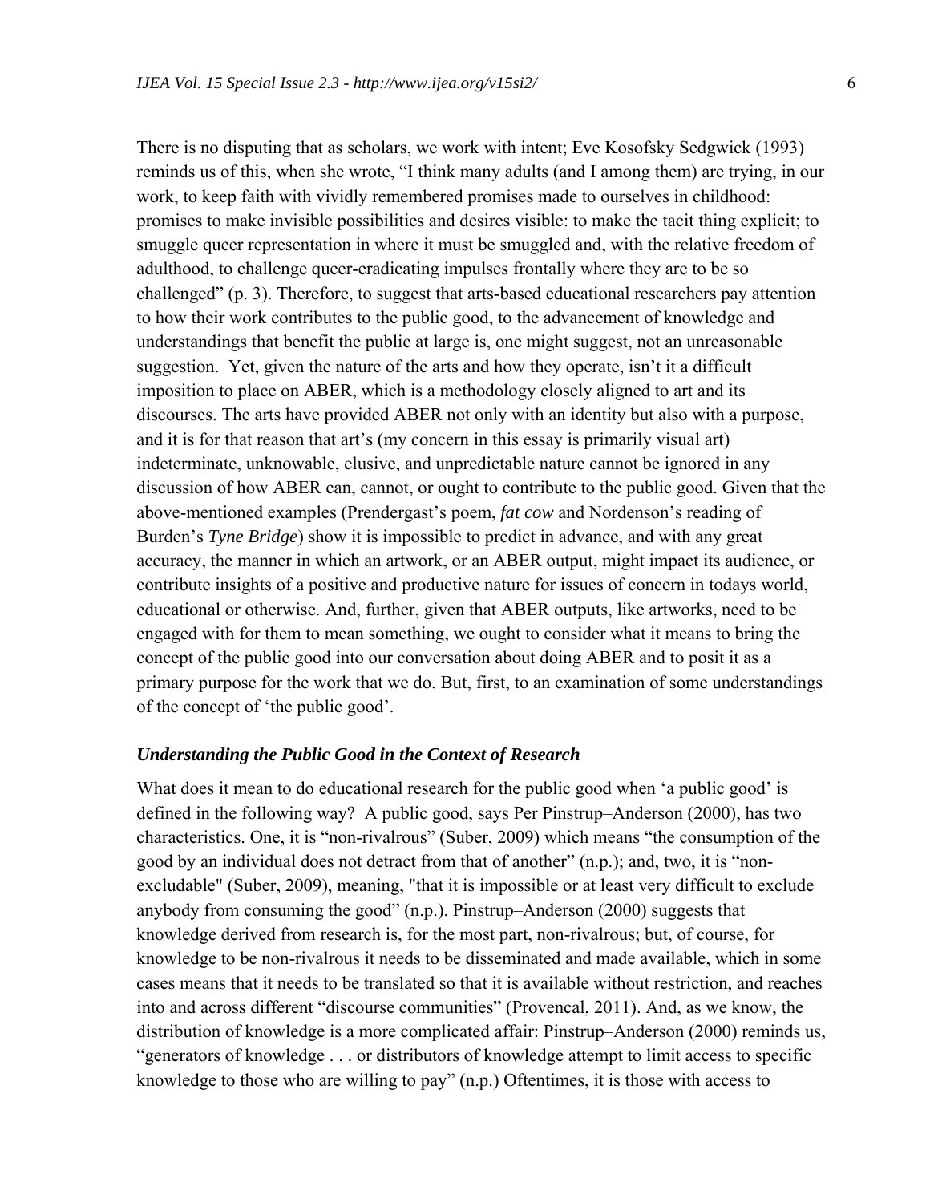There is no disputing that as scholars, we work with intent; Eve Kosofsky Sedgwick (1993) reminds us of this, when she wrote, "I think many adults (and I among them) are trying, in our work, to keep faith with vividly remembered promises made to ourselves in childhood: promises to make invisible possibilities and desires visible: to make the tacit thing explicit; to smuggle queer representation in where it must be smuggled and, with the relative freedom of adulthood, to challenge queer-eradicating impulses frontally where they are to be so challenged" (p. 3). Therefore, to suggest that arts-based educational researchers pay attention to how their work contributes to the public good, to the advancement of knowledge and understandings that benefit the public at large is, one might suggest, not an unreasonable suggestion. Yet, given the nature of the arts and how they operate, isn't it a difficult imposition to place on ABER, which is a methodology closely aligned to art and its discourses. The arts have provided ABER not only with an identity but also with a purpose, and it is for that reason that art's (my concern in this essay is primarily visual art) indeterminate, unknowable, elusive, and unpredictable nature cannot be ignored in any discussion of how ABER can, cannot, or ought to contribute to the public good. Given that the above-mentioned examples (Prendergast's poem, *fat cow* and Nordenson's reading of Burden's *Tyne Bridge*) show it is impossible to predict in advance, and with any great accuracy, the manner in which an artwork, or an ABER output, might impact its audience, or contribute insights of a positive and productive nature for issues of concern in todays world, educational or otherwise. And, further, given that ABER outputs, like artworks, need to be engaged with for them to mean something, we ought to consider what it means to bring the concept of the public good into our conversation about doing ABER and to posit it as a primary purpose for the work that we do. But, first, to an examination of some understandings of the concept of 'the public good'.

### *Understanding the Public Good in the Context of Research*

What does it mean to do educational research for the public good when 'a public good' is defined in the following way? A public good, says Per Pinstrup–Anderson (2000), has two characteristics. One, it is "non-rivalrous" (Suber, 2009) which means "the consumption of the good by an individual does not detract from that of another" (n.p.); and, two, it is "non-excludable" (Suber, 2009), meaning, "that it is impossible or at least very difficult to exclude anybody from consuming the good" (n.p.). Pinstrup–Anderson (2000) suggests that knowledge derived from research is, for the most part, non-rivalrous; but, of course, for knowledge to be non-rivalrous it needs to be disseminated and made available, which in some cases means that it needs to be translated so that it is available without restriction, and reaches into and across different "discourse communities" (Provencal, 2011). And, as we know, the distribution of knowledge is a more complicated affair: Pinstrup–Anderson (2000) reminds us, "generators of knowledge . . . or distributors of knowledge attempt to limit access to specific knowledge to those who are willing to pay" (n.p.) Oftentimes, it is those with access to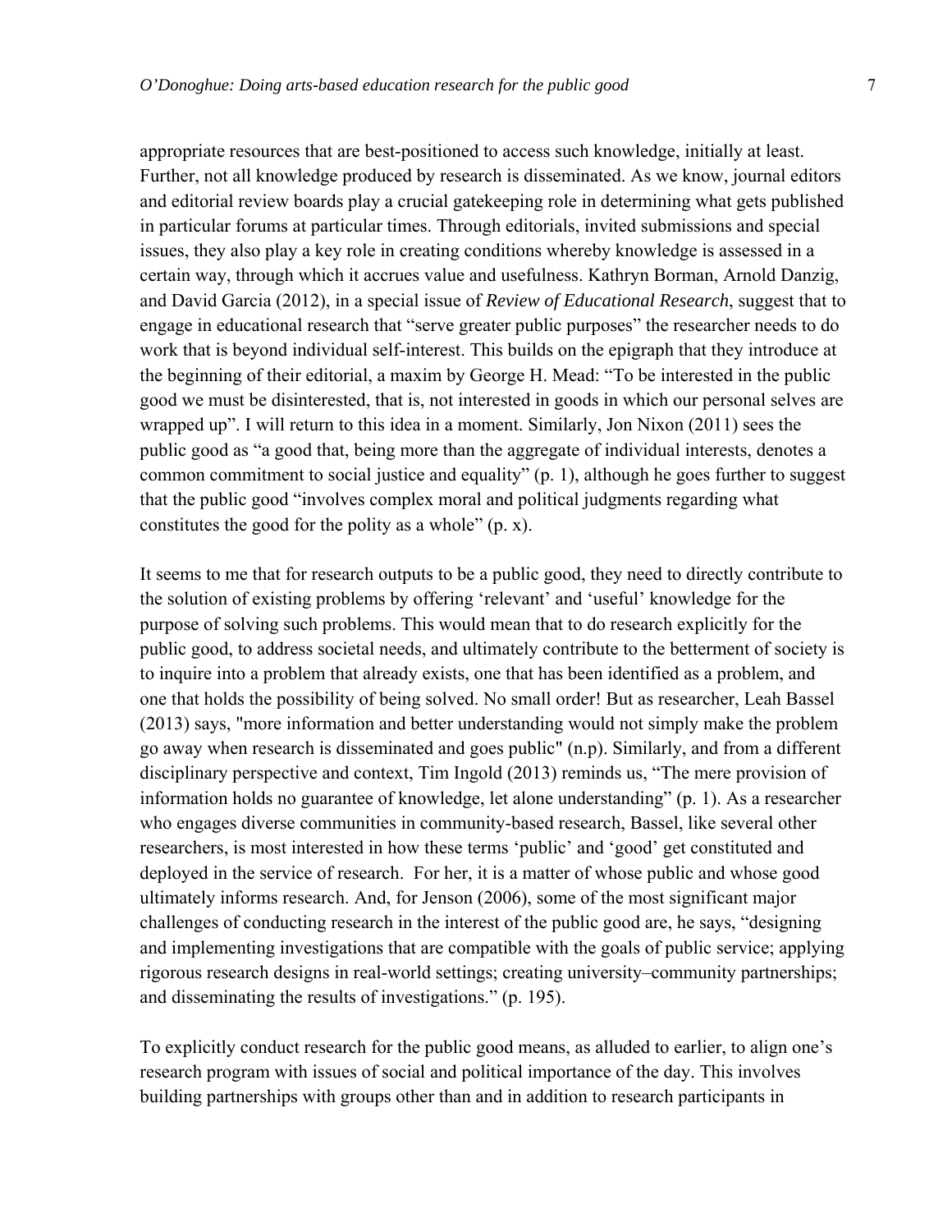appropriate resources that are best-positioned to access such knowledge, initially at least. Further, not all knowledge produced by research is disseminated. As we know, journal editors and editorial review boards play a crucial gatekeeping role in determining what gets published in particular forums at particular times. Through editorials, invited submissions and special issues, they also play a key role in creating conditions whereby knowledge is assessed in a certain way, through which it accrues value and usefulness. Kathryn Borman, Arnold Danzig, and David Garcia (2012), in a special issue of *Review of Educational Research*, suggest that to engage in educational research that "serve greater public purposes" the researcher needs to do work that is beyond individual self-interest. This builds on the epigraph that they introduce at the beginning of their editorial, a maxim by George H. Mead: "To be interested in the public good we must be disinterested, that is, not interested in goods in which our personal selves are wrapped up". I will return to this idea in a moment. Similarly, Jon Nixon (2011) sees the public good as "a good that, being more than the aggregate of individual interests, denotes a common commitment to social justice and equality" (p. 1), although he goes further to suggest that the public good "involves complex moral and political judgments regarding what constitutes the good for the polity as a whole" (p. x).

It seems to me that for research outputs to be a public good, they need to directly contribute to the solution of existing problems by offering 'relevant' and 'useful' knowledge for the purpose of solving such problems. This would mean that to do research explicitly for the public good, to address societal needs, and ultimately contribute to the betterment of society is to inquire into a problem that already exists, one that has been identified as a problem, and one that holds the possibility of being solved. No small order! But as researcher, Leah Bassel (2013) says, "more information and better understanding would not simply make the problem go away when research is disseminated and goes public" (n.p). Similarly, and from a different disciplinary perspective and context, Tim Ingold (2013) reminds us, "The mere provision of information holds no guarantee of knowledge, let alone understanding" (p. 1). As a researcher who engages diverse communities in community-based research, Bassel, like several other researchers, is most interested in how these terms 'public' and 'good' get constituted and deployed in the service of research. For her, it is a matter of whose public and whose good ultimately informs research. And, for Jenson (2006), some of the most significant major challenges of conducting research in the interest of the public good are, he says, "designing and implementing investigations that are compatible with the goals of public service; applying rigorous research designs in real-world settings; creating university–community partnerships; and disseminating the results of investigations." (p. 195).

To explicitly conduct research for the public good means, as alluded to earlier, to align one's research program with issues of social and political importance of the day. This involves building partnerships with groups other than and in addition to research participants in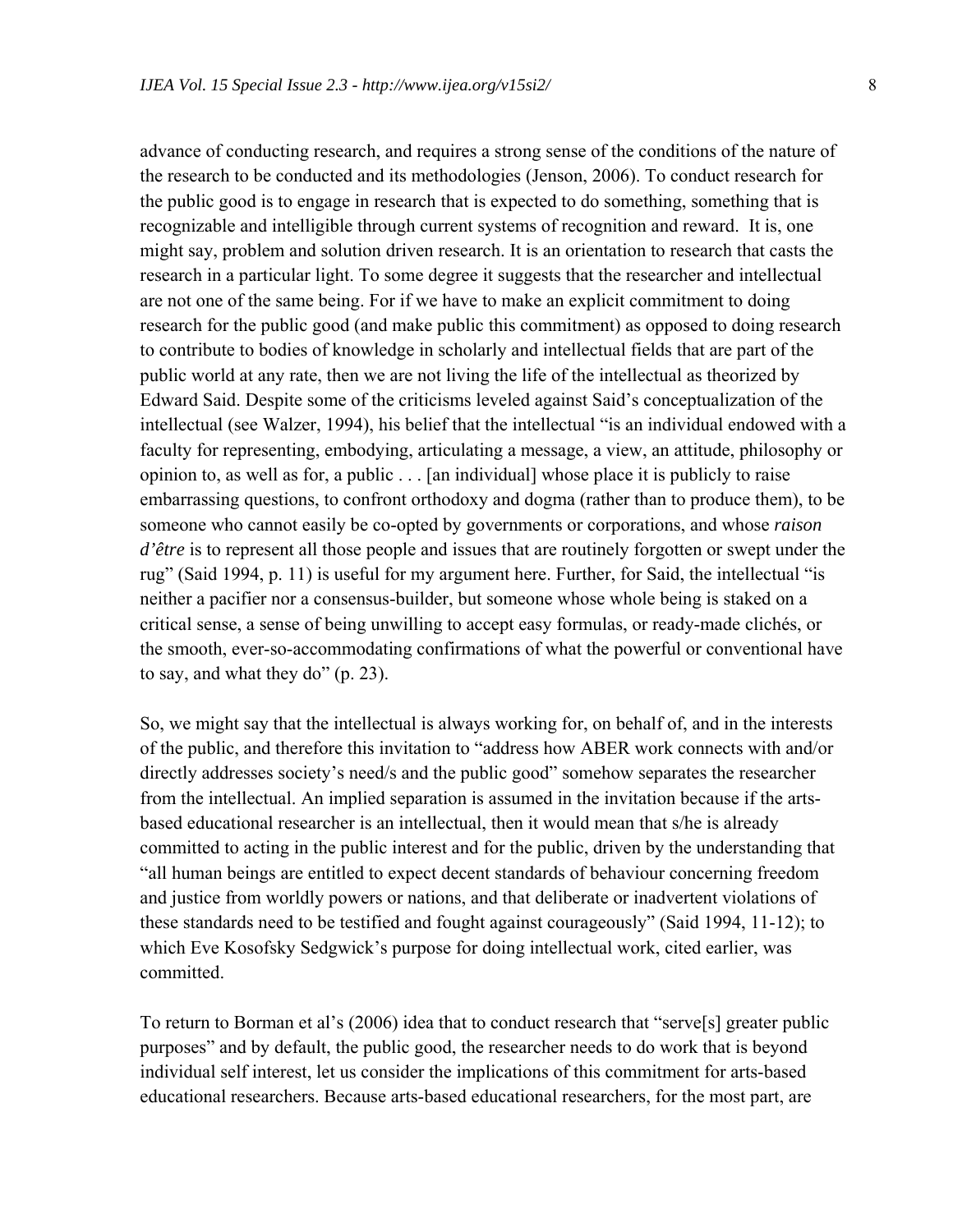advance of conducting research, and requires a strong sense of the conditions of the nature of the research to be conducted and its methodologies (Jenson, 2006). To conduct research for the public good is to engage in research that is expected to do something, something that is recognizable and intelligible through current systems of recognition and reward. It is, one might say, problem and solution driven research. It is an orientation to research that casts the research in a particular light. To some degree it suggests that the researcher and intellectual are not one of the same being. For if we have to make an explicit commitment to doing research for the public good (and make public this commitment) as opposed to doing research to contribute to bodies of knowledge in scholarly and intellectual fields that are part of the public world at any rate, then we are not living the life of the intellectual as theorized by Edward Said. Despite some of the criticisms leveled against Said's conceptualization of the intellectual (see Walzer, 1994), his belief that the intellectual "is an individual endowed with a faculty for representing, embodying, articulating a message, a view, an attitude, philosophy or opinion to, as well as for, a public . . . [an individual] whose place it is publicly to raise embarrassing questions, to confront orthodoxy and dogma (rather than to produce them), to be someone who cannot easily be co-opted by governments or corporations, and whose *raison d'être* is to represent all those people and issues that are routinely forgotten or swept under the rug" (Said 1994, p. 11) is useful for my argument here. Further, for Said, the intellectual "is neither a pacifier nor a consensus-builder, but someone whose whole being is staked on a critical sense, a sense of being unwilling to accept easy formulas, or ready-made clichés, or the smooth, ever-so-accommodating confirmations of what the powerful or conventional have to say, and what they do" (p. 23).

So, we might say that the intellectual is always working for, on behalf of, and in the interests of the public, and therefore this invitation to "address how ABER work connects with and/or directly addresses society's need/s and the public good" somehow separates the researcher from the intellectual. An implied separation is assumed in the invitation because if the arts-based educational researcher is an intellectual, then it would mean that s/he is already committed to acting in the public interest and for the public, driven by the understanding that "all human beings are entitled to expect decent standards of behaviour concerning freedom and justice from worldly powers or nations, and that deliberate or inadvertent violations of these standards need to be testified and fought against courageously" (Said 1994, 11-12); to which Eve Kosofsky Sedgwick's purpose for doing intellectual work, cited earlier, was committed.

To return to Borman et al's (2006) idea that to conduct research that "serve[s] greater public purposes" and by default, the public good, the researcher needs to do work that is beyond individual self interest, let us consider the implications of this commitment for arts-based educational researchers. Because arts-based educational researchers, for the most part, are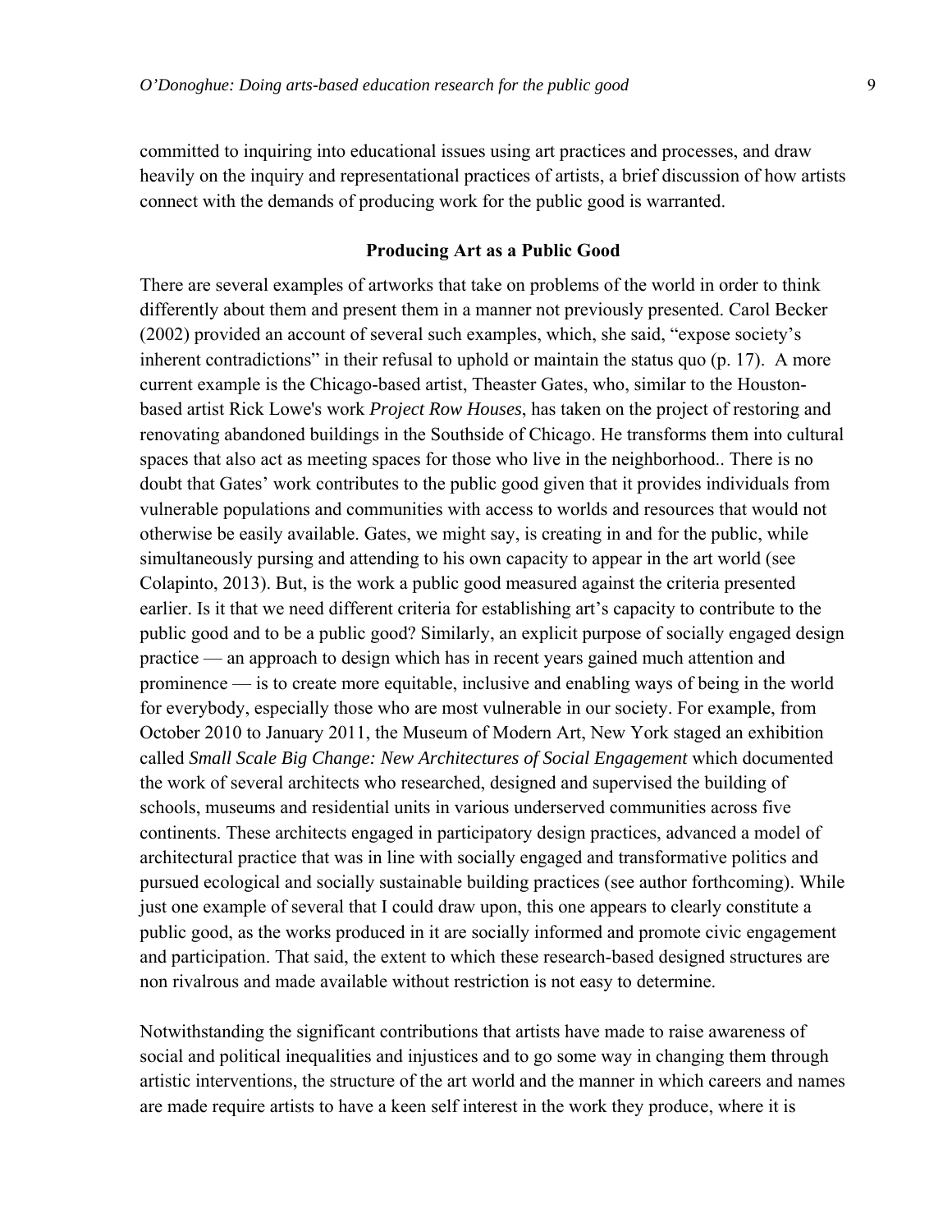committed to inquiring into educational issues using art practices and processes, and draw heavily on the inquiry and representational practices of artists, a brief discussion of how artists connect with the demands of producing work for the public good is warranted.

## Producing Art as a Public Good

There are several examples of artworks that take on problems of the world in order to think differently about them and present them in a manner not previously presented. Carol Becker (2002) provided an account of several such examples, which, she said, "expose society's inherent contradictions" in their refusal to uphold or maintain the status quo (p. 17). A more current example is the Chicago-based artist, Theaster Gates, who, similar to the Houston-based artist Rick Lowe's work *Project Row Houses*, has taken on the project of restoring and renovating abandoned buildings in the Southside of Chicago. He transforms them into cultural spaces that also act as meeting spaces for those who live in the neighborhood.. There is no doubt that Gates' work contributes to the public good given that it provides individuals from vulnerable populations and communities with access to worlds and resources that would not otherwise be easily available. Gates, we might say, is creating in and for the public, while simultaneously pursing and attending to his own capacity to appear in the art world (see Colapinto, 2013). But, is the work a public good measured against the criteria presented earlier. Is it that we need different criteria for establishing art's capacity to contribute to the public good and to be a public good? Similarly, an explicit purpose of socially engaged design practice — an approach to design which has in recent years gained much attention and prominence — is to create more equitable, inclusive and enabling ways of being in the world for everybody, especially those who are most vulnerable in our society. For example, from October 2010 to January 2011, the Museum of Modern Art, New York staged an exhibition called *Small Scale Big Change: New Architectures of Social Engagement* which documented the work of several architects who researched, designed and supervised the building of schools, museums and residential units in various underserved communities across five continents. These architects engaged in participatory design practices, advanced a model of architectural practice that was in line with socially engaged and transformative politics and pursued ecological and socially sustainable building practices (see author forthcoming). While just one example of several that I could draw upon, this one appears to clearly constitute a public good, as the works produced in it are socially informed and promote civic engagement and participation. That said, the extent to which these research-based designed structures are non rivalrous and made available without restriction is not easy to determine.

Notwithstanding the significant contributions that artists have made to raise awareness of social and political inequalities and injustices and to go some way in changing them through artistic interventions, the structure of the art world and the manner in which careers and names are made require artists to have a keen self interest in the work they produce, where it is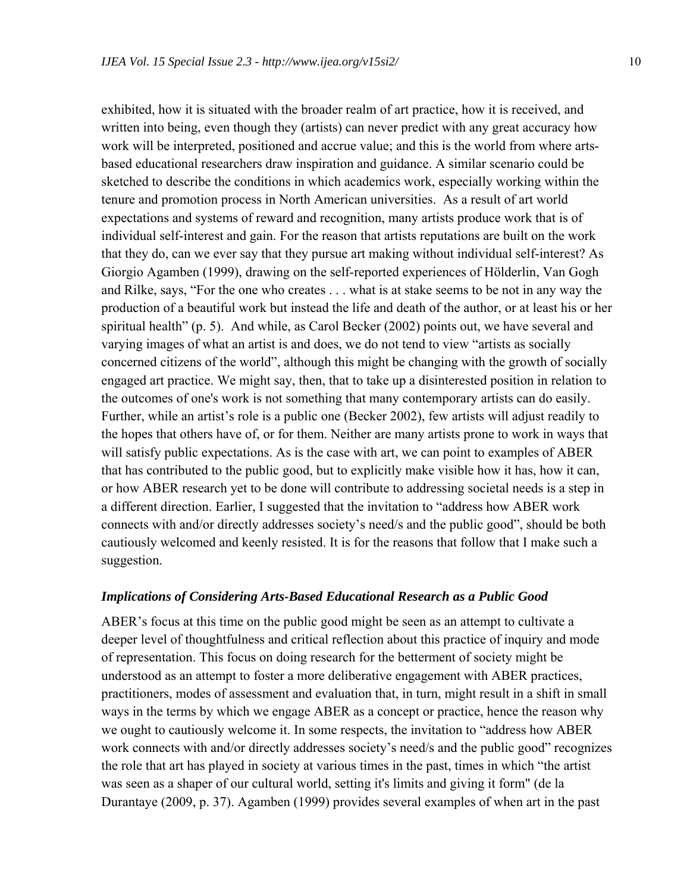exhibited, how it is situated with the broader realm of art practice, how it is received, and written into being, even though they (artists) can never predict with any great accuracy how work will be interpreted, positioned and accrue value; and this is the world from where arts-based educational researchers draw inspiration and guidance. A similar scenario could be sketched to describe the conditions in which academics work, especially working within the tenure and promotion process in North American universities. As a result of art world expectations and systems of reward and recognition, many artists produce work that is of individual self-interest and gain. For the reason that artists reputations are built on the work that they do, can we ever say that they pursue art making without individual self-interest? As Giorgio Agamben (1999), drawing on the self-reported experiences of Hölderlin, Van Gogh and Rilke, says, "For the one who creates . . . what is at stake seems to be not in any way the production of a beautiful work but instead the life and death of the author, or at least his or her spiritual health" (p. 5). And while, as Carol Becker (2002) points out, we have several and varying images of what an artist is and does, we do not tend to view "artists as socially concerned citizens of the world", although this might be changing with the growth of socially engaged art practice. We might say, then, that to take up a disinterested position in relation to the outcomes of one's work is not something that many contemporary artists can do easily. Further, while an artist's role is a public one (Becker 2002), few artists will adjust readily to the hopes that others have of, or for them. Neither are many artists prone to work in ways that will satisfy public expectations. As is the case with art, we can point to examples of ABER that has contributed to the public good, but to explicitly make visible how it has, how it can, or how ABER research yet to be done will contribute to addressing societal needs is a step in a different direction. Earlier, I suggested that the invitation to "address how ABER work connects with and/or directly addresses society's need/s and the public good", should be both cautiously welcomed and keenly resisted. It is for the reasons that follow that I make such a suggestion.

### *Implications of Considering Arts-Based Educational Research as a Public Good*

ABER's focus at this time on the public good might be seen as an attempt to cultivate a deeper level of thoughtfulness and critical reflection about this practice of inquiry and mode of representation. This focus on doing research for the betterment of society might be understood as an attempt to foster a more deliberative engagement with ABER practices, practitioners, modes of assessment and evaluation that, in turn, might result in a shift in small ways in the terms by which we engage ABER as a concept or practice, hence the reason why we ought to cautiously welcome it. In some respects, the invitation to "address how ABER work connects with and/or directly addresses society's need/s and the public good" recognizes the role that art has played in society at various times in the past, times in which "the artist was seen as a shaper of our cultural world, setting it's limits and giving it form" (de la Durantaye (2009, p. 37). Agamben (1999) provides several examples of when art in the past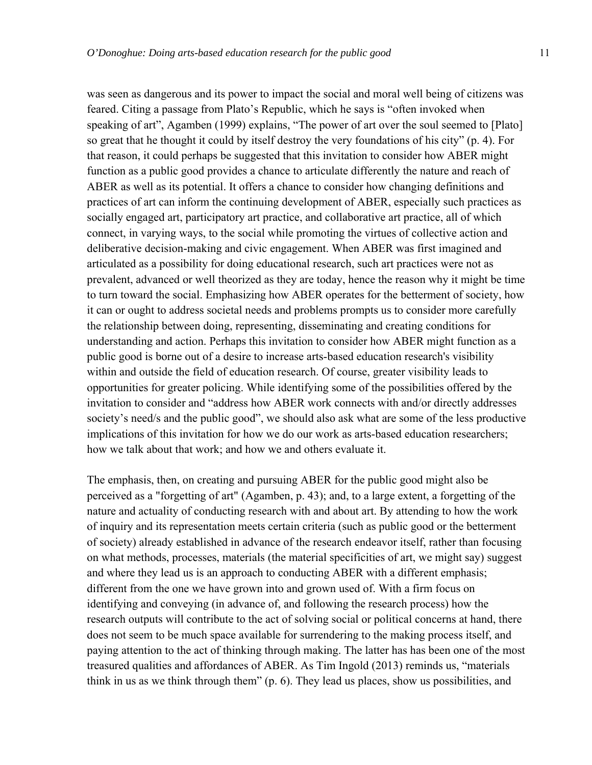was seen as dangerous and its power to impact the social and moral well being of citizens was feared. Citing a passage from Plato's Republic, which he says is "often invoked when speaking of art", Agamben (1999) explains, "The power of art over the soul seemed to [Plato] so great that he thought it could by itself destroy the very foundations of his city" (p. 4). For that reason, it could perhaps be suggested that this invitation to consider how ABER might function as a public good provides a chance to articulate differently the nature and reach of ABER as well as its potential. It offers a chance to consider how changing definitions and practices of art can inform the continuing development of ABER, especially such practices as socially engaged art, participatory art practice, and collaborative art practice, all of which connect, in varying ways, to the social while promoting the virtues of collective action and deliberative decision-making and civic engagement. When ABER was first imagined and articulated as a possibility for doing educational research, such art practices were not as prevalent, advanced or well theorized as they are today, hence the reason why it might be time to turn toward the social. Emphasizing how ABER operates for the betterment of society, how it can or ought to address societal needs and problems prompts us to consider more carefully the relationship between doing, representing, disseminating and creating conditions for understanding and action. Perhaps this invitation to consider how ABER might function as a public good is borne out of a desire to increase arts-based education research's visibility within and outside the field of education research. Of course, greater visibility leads to opportunities for greater policing. While identifying some of the possibilities offered by the invitation to consider and "address how ABER work connects with and/or directly addresses society's need/s and the public good", we should also ask what are some of the less productive implications of this invitation for how we do our work as arts-based education researchers; how we talk about that work; and how we and others evaluate it.

The emphasis, then, on creating and pursuing ABER for the public good might also be perceived as a "forgetting of art" (Agamben, p. 43); and, to a large extent, a forgetting of the nature and actuality of conducting research with and about art. By attending to how the work of inquiry and its representation meets certain criteria (such as public good or the betterment of society) already established in advance of the research endeavor itself, rather than focusing on what methods, processes, materials (the material specificities of art, we might say) suggest and where they lead us is an approach to conducting ABER with a different emphasis; different from the one we have grown into and grown used of. With a firm focus on identifying and conveying (in advance of, and following the research process) how the research outputs will contribute to the act of solving social or political concerns at hand, there does not seem to be much space available for surrendering to the making process itself, and paying attention to the act of thinking through making. The latter has has been one of the most treasured qualities and affordances of ABER. As Tim Ingold (2013) reminds us, "materials think in us as we think through them" (p. 6). They lead us places, show us possibilities, and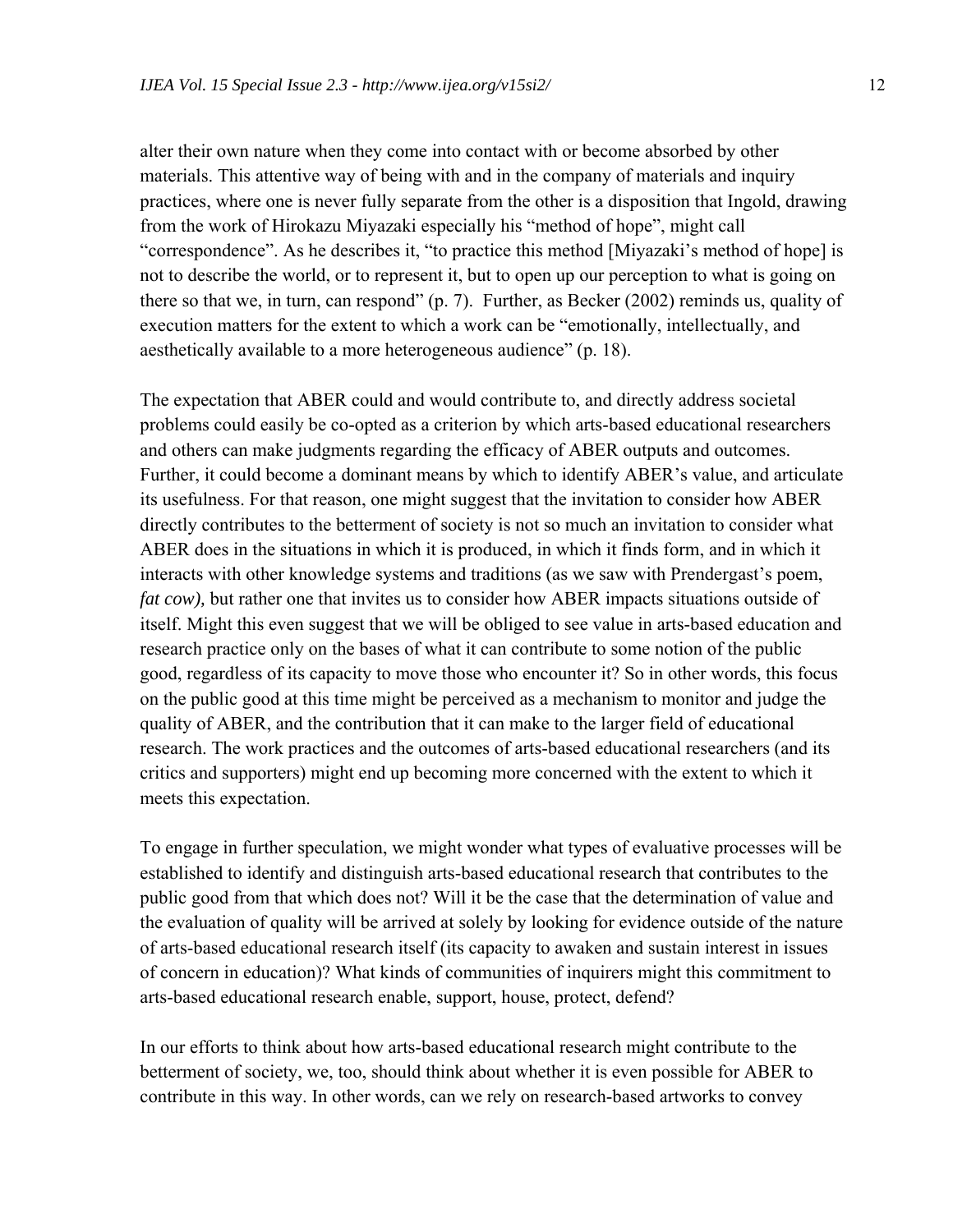alter their own nature when they come into contact with or become absorbed by other materials. This attentive way of being with and in the company of materials and inquiry practices, where one is never fully separate from the other is a disposition that Ingold, drawing from the work of Hirokazu Miyazaki especially his "method of hope", might call "correspondence". As he describes it, "to practice this method [Miyazaki's method of hope] is not to describe the world, or to represent it, but to open up our perception to what is going on there so that we, in turn, can respond" (p. 7). Further, as Becker (2002) reminds us, quality of execution matters for the extent to which a work can be "emotionally, intellectually, and aesthetically available to a more heterogeneous audience" (p. 18).

The expectation that ABER could and would contribute to, and directly address societal problems could easily be co-opted as a criterion by which arts-based educational researchers and others can make judgments regarding the efficacy of ABER outputs and outcomes. Further, it could become a dominant means by which to identify ABER's value, and articulate its usefulness. For that reason, one might suggest that the invitation to consider how ABER directly contributes to the betterment of society is not so much an invitation to consider what ABER does in the situations in which it is produced, in which it finds form, and in which it interacts with other knowledge systems and traditions (as we saw with Prendergast's poem, *fat cow),* but rather one that invites us to consider how ABER impacts situations outside of itself. Might this even suggest that we will be obliged to see value in arts-based education and research practice only on the bases of what it can contribute to some notion of the public good, regardless of its capacity to move those who encounter it? So in other words, this focus on the public good at this time might be perceived as a mechanism to monitor and judge the quality of ABER, and the contribution that it can make to the larger field of educational research. The work practices and the outcomes of arts-based educational researchers (and its critics and supporters) might end up becoming more concerned with the extent to which it meets this expectation.

To engage in further speculation, we might wonder what types of evaluative processes will be established to identify and distinguish arts-based educational research that contributes to the public good from that which does not? Will it be the case that the determination of value and the evaluation of quality will be arrived at solely by looking for evidence outside of the nature of arts-based educational research itself (its capacity to awaken and sustain interest in issues of concern in education)? What kinds of communities of inquirers might this commitment to arts-based educational research enable, support, house, protect, defend?

In our efforts to think about how arts-based educational research might contribute to the betterment of society, we, too, should think about whether it is even possible for ABER to contribute in this way. In other words, can we rely on research-based artworks to convey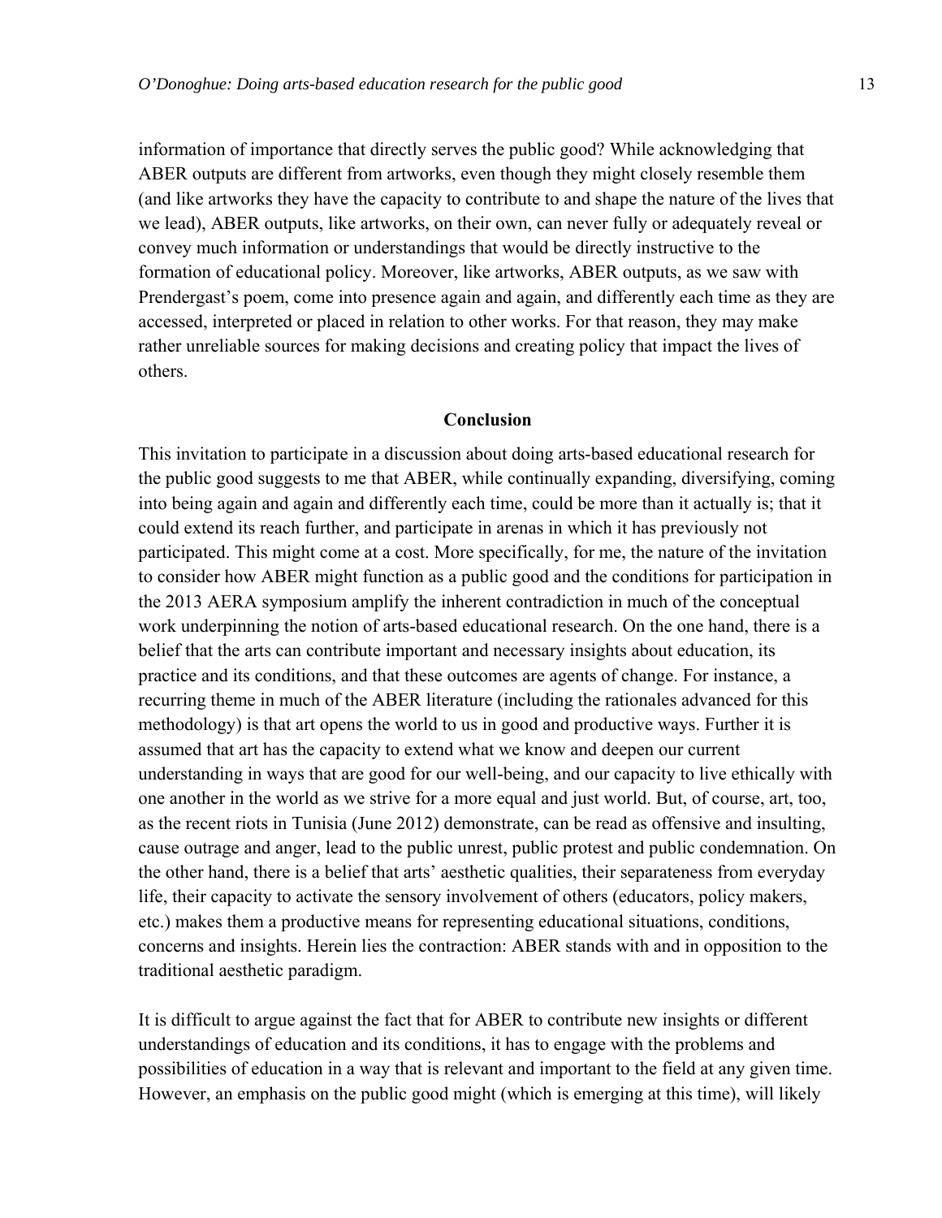information of importance that directly serves the public good? While acknowledging that ABER outputs are different from artworks, even though they might closely resemble them (and like artworks they have the capacity to contribute to and shape the nature of the lives that we lead), ABER outputs, like artworks, on their own, can never fully or adequately reveal or convey much information or understandings that would be directly instructive to the formation of educational policy. Moreover, like artworks, ABER outputs, as we saw with Prendergast's poem, come into presence again and again, and differently each time as they are accessed, interpreted or placed in relation to other works. For that reason, they may make rather unreliable sources for making decisions and creating policy that impact the lives of others.

## Conclusion

This invitation to participate in a discussion about doing arts-based educational research for the public good suggests to me that ABER, while continually expanding, diversifying, coming into being again and again and differently each time, could be more than it actually is; that it could extend its reach further, and participate in arenas in which it has previously not participated. This might come at a cost. More specifically, for me, the nature of the invitation to consider how ABER might function as a public good and the conditions for participation in the 2013 AERA symposium amplify the inherent contradiction in much of the conceptual work underpinning the notion of arts-based educational research. On the one hand, there is a belief that the arts can contribute important and necessary insights about education, its practice and its conditions, and that these outcomes are agents of change. For instance, a recurring theme in much of the ABER literature (including the rationales advanced for this methodology) is that art opens the world to us in good and productive ways. Further it is assumed that art has the capacity to extend what we know and deepen our current understanding in ways that are good for our well-being, and our capacity to live ethically with one another in the world as we strive for a more equal and just world. But, of course, art, too, as the recent riots in Tunisia (June 2012) demonstrate, can be read as offensive and insulting, cause outrage and anger, lead to the public unrest, public protest and public condemnation. On the other hand, there is a belief that arts' aesthetic qualities, their separateness from everyday life, their capacity to activate the sensory involvement of others (educators, policy makers, etc.) makes them a productive means for representing educational situations, conditions, concerns and insights. Herein lies the contraction: ABER stands with and in opposition to the traditional aesthetic paradigm.

It is difficult to argue against the fact that for ABER to contribute new insights or different understandings of education and its conditions, it has to engage with the problems and possibilities of education in a way that is relevant and important to the field at any given time. However, an emphasis on the public good might (which is emerging at this time), will likely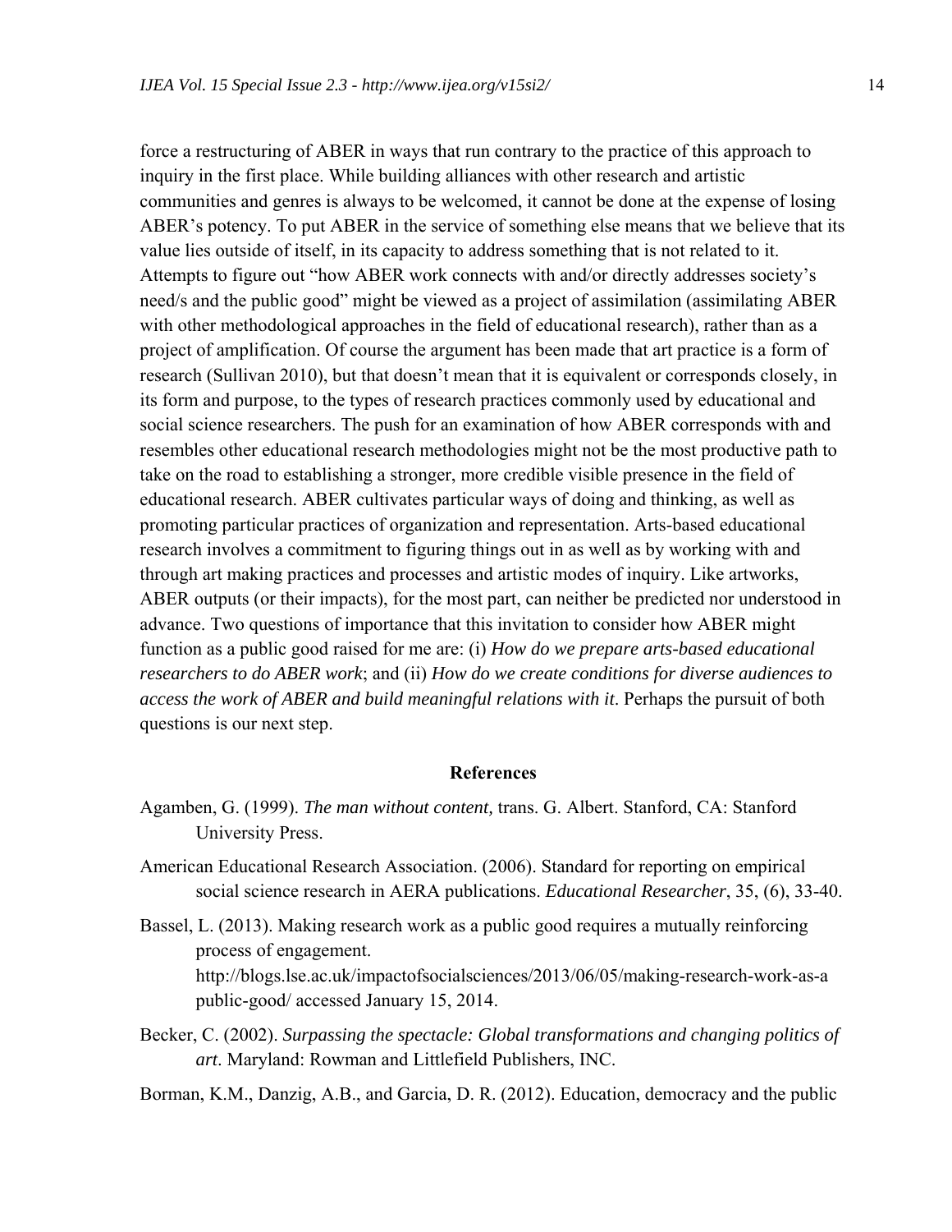force a restructuring of ABER in ways that run contrary to the practice of this approach to inquiry in the first place. While building alliances with other research and artistic communities and genres is always to be welcomed, it cannot be done at the expense of losing ABER's potency. To put ABER in the service of something else means that we believe that its value lies outside of itself, in its capacity to address something that is not related to it. Attempts to figure out "how ABER work connects with and/or directly addresses society's need/s and the public good" might be viewed as a project of assimilation (assimilating ABER with other methodological approaches in the field of educational research), rather than as a project of amplification. Of course the argument has been made that art practice is a form of research (Sullivan 2010), but that doesn't mean that it is equivalent or corresponds closely, in its form and purpose, to the types of research practices commonly used by educational and social science researchers. The push for an examination of how ABER corresponds with and resembles other educational research methodologies might not be the most productive path to take on the road to establishing a stronger, more credible visible presence in the field of educational research. ABER cultivates particular ways of doing and thinking, as well as promoting particular practices of organization and representation. Arts-based educational research involves a commitment to figuring things out in as well as by working with and through art making practices and processes and artistic modes of inquiry. Like artworks, ABER outputs (or their impacts), for the most part, can neither be predicted nor understood in advance. Two questions of importance that this invitation to consider how ABER might function as a public good raised for me are: (i) *How do we prepare arts-based educational researchers to do ABER work*; and (ii) *How do we create conditions for diverse audiences to access the work of ABER and build meaningful relations with it*. Perhaps the pursuit of both questions is our next step.

## References

Agamben, G. (1999). *The man without content,* trans. G. Albert. Stanford, CA: Stanford University Press.

American Educational Research Association. (2006). Standard for reporting on empirical social science research in AERA publications. *Educational Researcher*, 35, (6), 33-40.

Bassel, L. (2013). Making research work as a public good requires a mutually reinforcing process of engagement. http://blogs.lse.ac.uk/impactofsocialsciences/2013/06/05/making-research-work-as-a public-good/ accessed January 15, 2014.

Becker, C. (2002). *Surpassing the spectacle: Global transformations and changing politics of art*. Maryland: Rowman and Littlefield Publishers, INC.

Borman, K.M., Danzig, A.B., and Garcia, D. R. (2012). Education, democracy and the public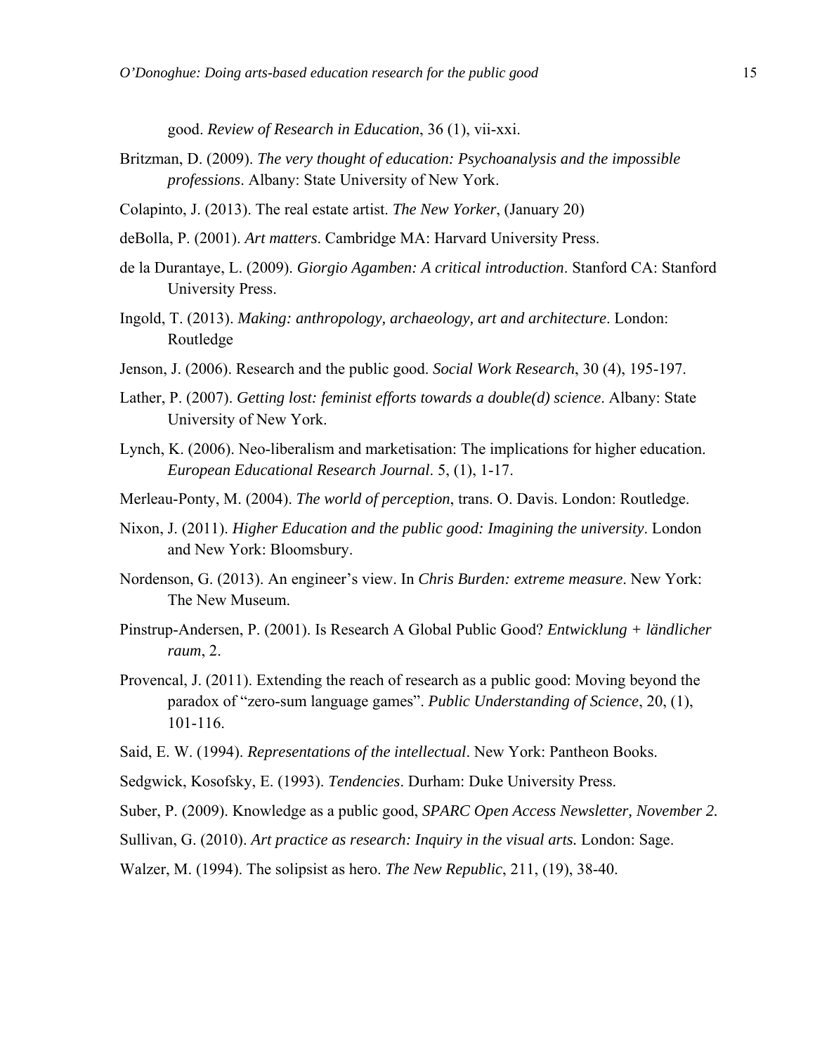good. *Review of Research in Education*, 36 (1), vii-xxi.

Britzman, D. (2009). *The very thought of education: Psychoanalysis and the impossible professions*. Albany: State University of New York.

Colapinto, J. (2013). The real estate artist. *The New Yorker*, (January 20)

deBolla, P. (2001). *Art matters*. Cambridge MA: Harvard University Press.

de la Durantaye, L. (2009). *Giorgio Agamben: A critical introduction*. Stanford CA: Stanford University Press.

Ingold, T. (2013). *Making: anthropology, archaeology, art and architecture*. London: Routledge

Jenson, J. (2006). Research and the public good. *Social Work Research*, 30 (4), 195-197.

Lather, P. (2007). *Getting lost: feminist efforts towards a double(d) science*. Albany: State University of New York.

Lynch, K. (2006). Neo-liberalism and marketisation: The implications for higher education. *European Educational Research Journal*. 5, (1), 1-17.

Merleau-Ponty, M. (2004). *The world of perception*, trans. O. Davis. London: Routledge.

Nixon, J. (2011). *Higher Education and the public good: Imagining the university*. London and New York: Bloomsbury.

Nordenson, G. (2013). An engineer's view. In *Chris Burden: extreme measure*. New York: The New Museum.

Pinstrup-Andersen, P. (2001). Is Research A Global Public Good? *Entwicklung + ländlicher raum*, 2.

Provencal, J. (2011). Extending the reach of research as a public good: Moving beyond the paradox of "zero-sum language games". *Public Understanding of Science*, 20, (1), 101-116.

Said, E. W. (1994). *Representations of the intellectual*. New York: Pantheon Books.

Sedgwick, Kosofsky, E. (1993). *Tendencies*. Durham: Duke University Press.

Suber, P. (2009). Knowledge as a public good, *SPARC Open Access Newsletter, November 2*.

Sullivan, G. (2010). *Art practice as research: Inquiry in the visual arts.* London: Sage.

Walzer, M. (1994). The solipsist as hero. *The New Republic*, 211, (19), 38-40.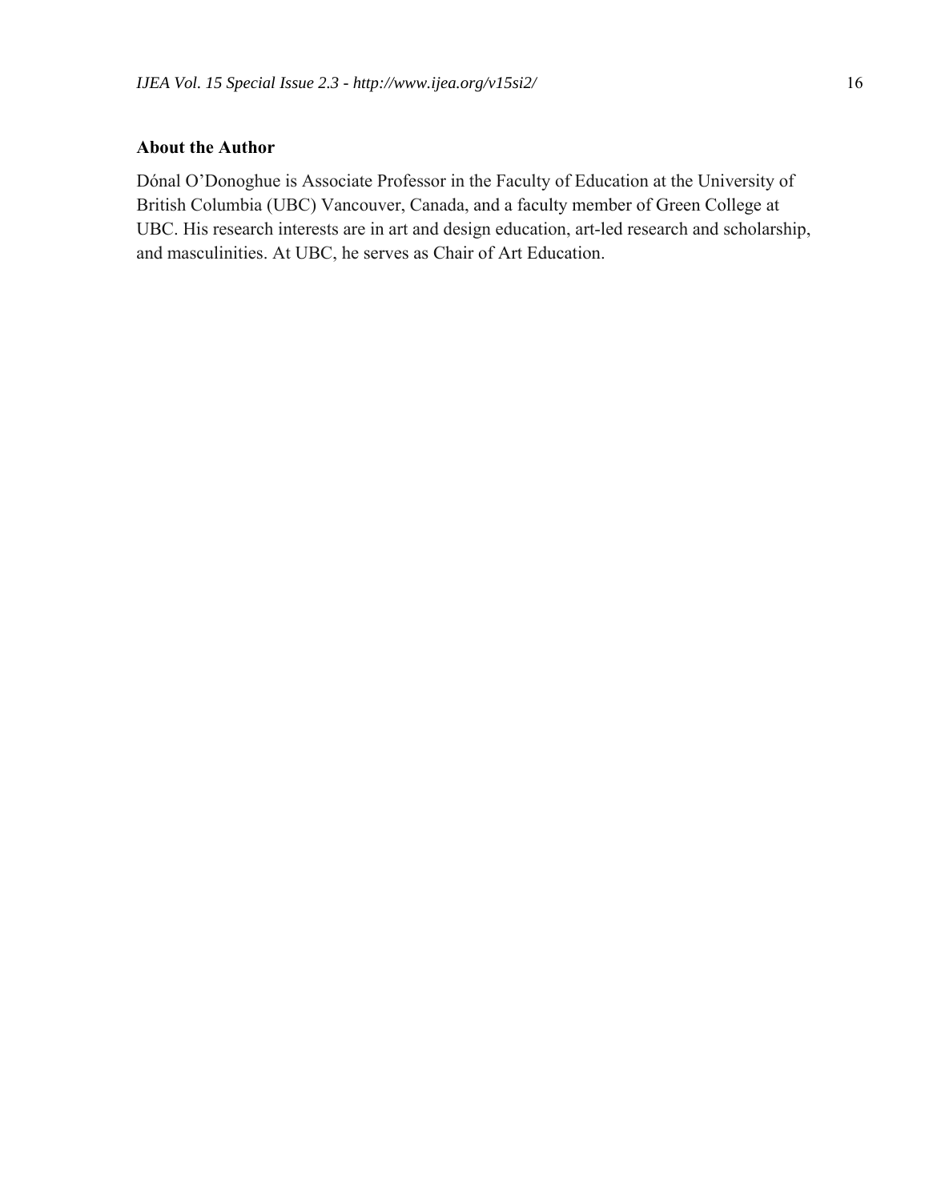## About the Author

Dónal O'Donoghue is Associate Professor in the Faculty of Education at the University of British Columbia (UBC) Vancouver, Canada, and a faculty member of Green College at UBC. His research interests are in art and design education, art-led research and scholarship, and masculinities. At UBC, he serves as Chair of Art Education.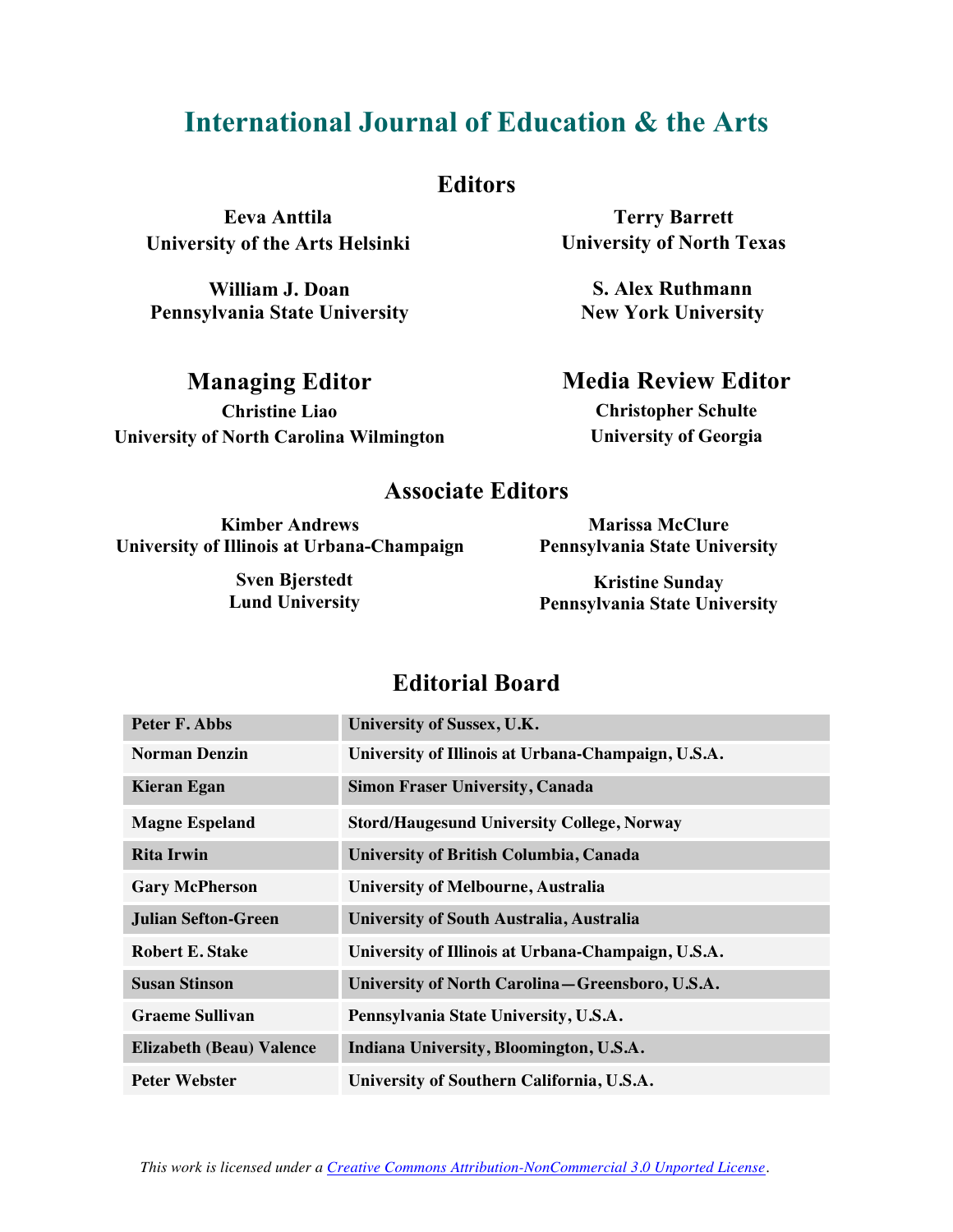# International Journal of Education & the Arts

## Editors

**Eeva Anttila**
**University of the Arts Helsinki**

**Terry Barrett**
**University of North Texas**

**William J. Doan**
**Pennsylvania State University**

**S. Alex Ruthmann**
**New York University**

## Managing Editor

**Christine Liao**
**University of North Carolina Wilmington**

## Media Review Editor

**Christopher Schulte**
**University of Georgia**

## Associate Editors

**Kimber Andrews**
**University of Illinois at Urbana-Champaign**

**Marissa McClure**
**Pennsylvania State University**

**Sven Bjerstedt**
**Lund University**

**Kristine Sunday**
**Pennsylvania State University**

## Editorial Board

| | |
|---|---|
| Peter F. Abbs | University of Sussex, U.K. |
| Norman Denzin | University of Illinois at Urbana-Champaign, U.S.A. |
| Kieran Egan | Simon Fraser University, Canada |
| Magne Espeland | Stord/Haugesund University College, Norway |
| Rita Irwin | University of British Columbia, Canada |
| Gary McPherson | University of Melbourne, Australia |
| Julian Sefton-Green | University of South Australia, Australia |
| Robert E. Stake | University of Illinois at Urbana-Champaign, U.S.A. |
| Susan Stinson | University of North Carolina—Greensboro, U.S.A. |
| Graeme Sullivan | Pennsylvania State University, U.S.A. |
| Elizabeth (Beau) Valence | Indiana University, Bloomington, U.S.A. |
| Peter Webster | University of Southern California, U.S.A. |

*This work is licensed under a [Creative Commons Attribution-NonCommercial 3.0 Unported License](http://creativecommons.org/licenses/by-nc/3.0/).*